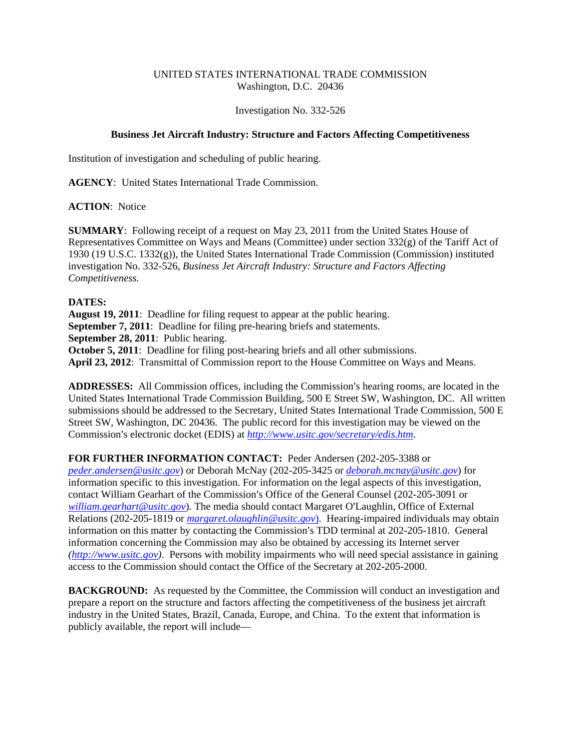UNITED STATES INTERNATIONAL TRADE COMMISSION
Washington, D.C. 20436

Investigation No. 332-526

**Business Jet Aircraft Industry: Structure and Factors Affecting Competitiveness**

Institution of investigation and scheduling of public hearing.

**AGENCY**: United States International Trade Commission.

**ACTION**: Notice

**SUMMARY**: Following receipt of a request on May 23, 2011 from the United States House of Representatives Committee on Ways and Means (Committee) under section 332(g) of the Tariff Act of 1930 (19 U.S.C. 1332(g)), the United States International Trade Commission (Commission) instituted investigation No. 332-526, *Business Jet Aircraft Industry: Structure and Factors Affecting Competitiveness.*

**DATES:**
**August 19, 2011**: Deadline for filing request to appear at the public hearing.
**September 7, 2011**: Deadline for filing pre-hearing briefs and statements.
**September 28, 2011**: Public hearing.
**October 5, 2011**: Deadline for filing post-hearing briefs and all other submissions.
**April 23, 2012**: Transmittal of Commission report to the House Committee on Ways and Means.

**ADDRESSES:** All Commission offices, including the Commission's hearing rooms, are located in the United States International Trade Commission Building, 500 E Street SW, Washington, DC. All written submissions should be addressed to the Secretary, United States International Trade Commission, 500 E Street SW, Washington, DC 20436. The public record for this investigation may be viewed on the Commission's electronic docket (EDIS) at *http://www.usitc.gov/secretary/edis.htm*.

**FOR FURTHER INFORMATION CONTACT:** Peder Andersen (202-205-3388 or *peder.andersen@usitc.gov*) or Deborah McNay (202-205-3425 or *deborah.mcnay@usitc.gov*) for information specific to this investigation. For information on the legal aspects of this investigation, contact William Gearhart of the Commission's Office of the General Counsel (202-205-3091 or *william.gearhart@usitc.gov*). The media should contact Margaret O'Laughlin, Office of External Relations (202-205-1819 or *margaret.olaughlin@usitc.gov*). Hearing-impaired individuals may obtain information on this matter by contacting the Commission's TDD terminal at 202-205-1810. General information concerning the Commission may also be obtained by accessing its Internet server *(http://www.usitc.gov)*. Persons with mobility impairments who will need special assistance in gaining access to the Commission should contact the Office of the Secretary at 202-205-2000.

**BACKGROUND:** As requested by the Committee, the Commission will conduct an investigation and prepare a report on the structure and factors affecting the competitiveness of the business jet aircraft industry in the United States, Brazil, Canada, Europe, and China. To the extent that information is publicly available, the report will include—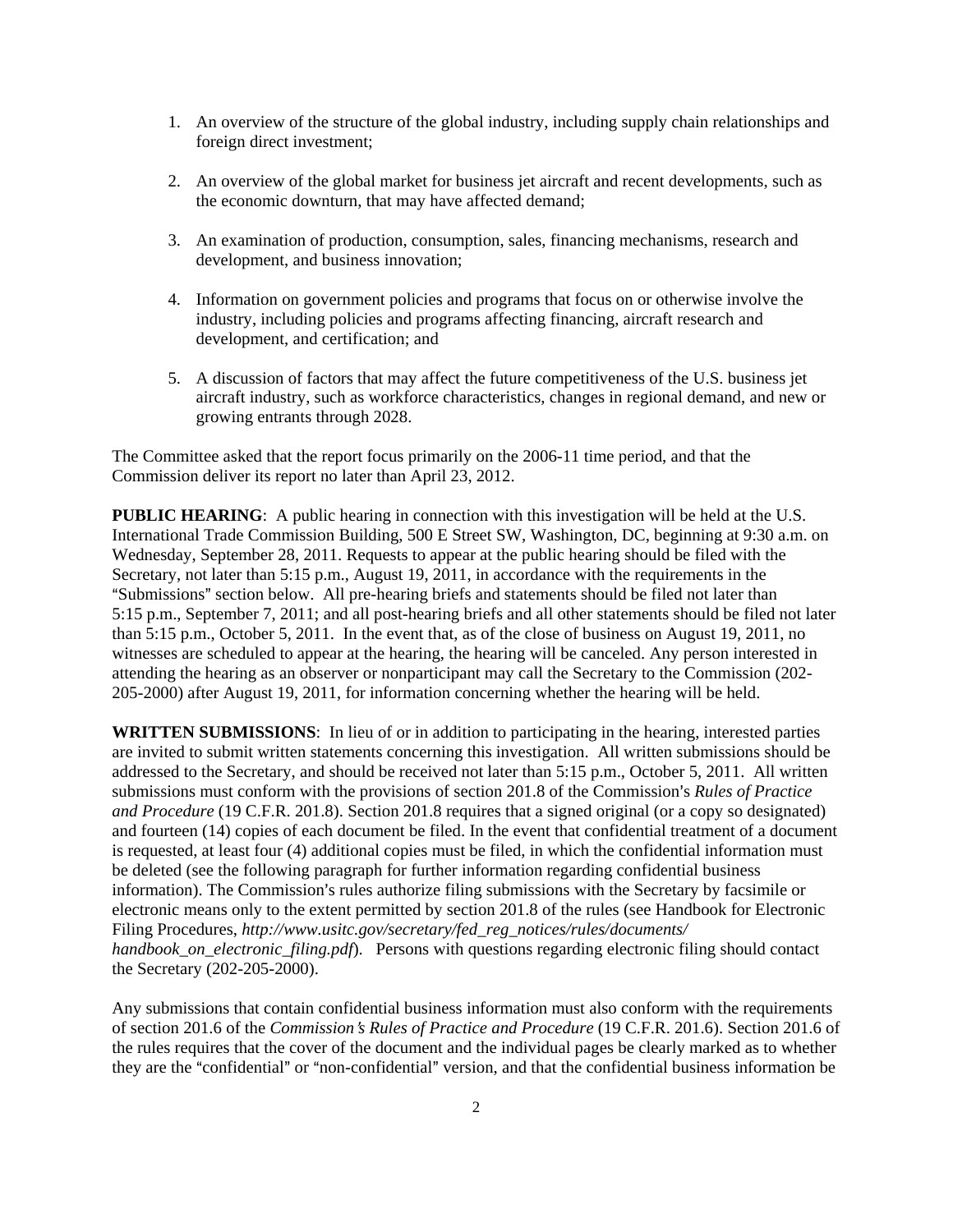1. An overview of the structure of the global industry, including supply chain relationships and foreign direct investment;

2. An overview of the global market for business jet aircraft and recent developments, such as the economic downturn, that may have affected demand;

3. An examination of production, consumption, sales, financing mechanisms, research and development, and business innovation;

4. Information on government policies and programs that focus on or otherwise involve the industry, including policies and programs affecting financing, aircraft research and development, and certification; and

5. A discussion of factors that may affect the future competitiveness of the U.S. business jet aircraft industry, such as workforce characteristics, changes in regional demand, and new or growing entrants through 2028.

The Committee asked that the report focus primarily on the 2006-11 time period, and that the Commission deliver its report no later than April 23, 2012.

**PUBLIC HEARING**: A public hearing in connection with this investigation will be held at the U.S. International Trade Commission Building, 500 E Street SW, Washington, DC, beginning at 9:30 a.m. on Wednesday, September 28, 2011. Requests to appear at the public hearing should be filed with the Secretary, not later than 5:15 p.m., August 19, 2011, in accordance with the requirements in the "Submissions" section below. All pre-hearing briefs and statements should be filed not later than 5:15 p.m., September 7, 2011; and all post-hearing briefs and all other statements should be filed not later than 5:15 p.m., October 5, 2011. In the event that, as of the close of business on August 19, 2011, no witnesses are scheduled to appear at the hearing, the hearing will be canceled. Any person interested in attending the hearing as an observer or nonparticipant may call the Secretary to the Commission (202-205-2000) after August 19, 2011, for information concerning whether the hearing will be held.

**WRITTEN SUBMISSIONS**: In lieu of or in addition to participating in the hearing, interested parties are invited to submit written statements concerning this investigation. All written submissions should be addressed to the Secretary, and should be received not later than 5:15 p.m., October 5, 2011. All written submissions must conform with the provisions of section 201.8 of the Commission's *Rules of Practice and Procedure* (19 C.F.R. 201.8). Section 201.8 requires that a signed original (or a copy so designated) and fourteen (14) copies of each document be filed. In the event that confidential treatment of a document is requested, at least four (4) additional copies must be filed, in which the confidential information must be deleted (see the following paragraph for further information regarding confidential business information). The Commission's rules authorize filing submissions with the Secretary by facsimile or electronic means only to the extent permitted by section 201.8 of the rules (see Handbook for Electronic Filing Procedures, *http://www.usitc.gov/secretary/fed_reg_notices/rules/documents/handbook_on_electronic_filing.pdf*). Persons with questions regarding electronic filing should contact the Secretary (202-205-2000).

Any submissions that contain confidential business information must also conform with the requirements of section 201.6 of the *Commission's Rules of Practice and Procedure* (19 C.F.R. 201.6). Section 201.6 of the rules requires that the cover of the document and the individual pages be clearly marked as to whether they are the "confidential" or "non-confidential" version, and that the confidential business information be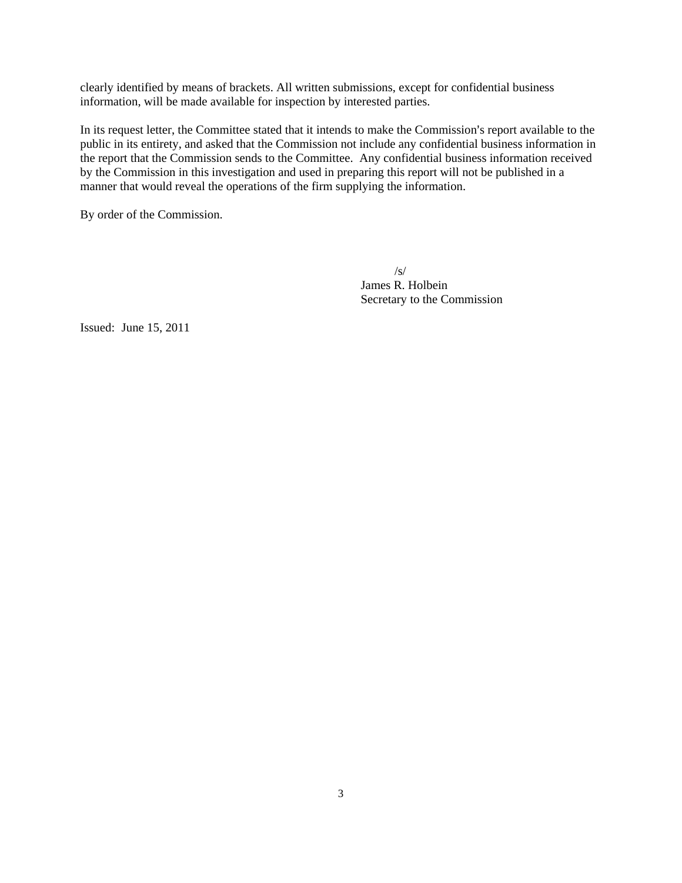clearly identified by means of brackets. All written submissions, except for confidential business information, will be made available for inspection by interested parties.

In its request letter, the Committee stated that it intends to make the Commission's report available to the public in its entirety, and asked that the Commission not include any confidential business information in the report that the Commission sends to the Committee. Any confidential business information received by the Commission in this investigation and used in preparing this report will not be published in a manner that would reveal the operations of the firm supplying the information.

By order of the Commission.

/s/
James R. Holbein
Secretary to the Commission

Issued: June 15, 2011